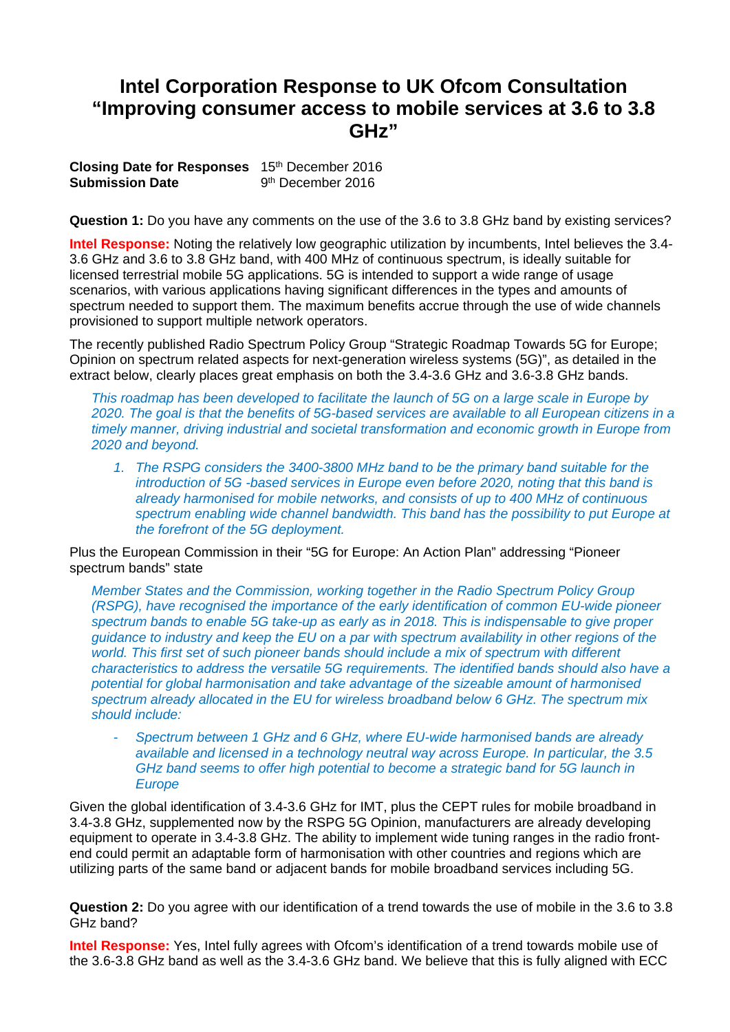# Intel Corporation Response to UK Ofcom Consultation "Improving consumer access to mobile services at 3.6 to 3.8 GHz"

**Closing Date for Responses** 15th December 2016
**Submission Date** 9th December 2016

**Question 1:** Do you have any comments on the use of the 3.6 to 3.8 GHz band by existing services?

**Intel Response:** Noting the relatively low geographic utilization by incumbents, Intel believes the 3.4-3.6 GHz and 3.6 to 3.8 GHz band, with 400 MHz of continuous spectrum, is ideally suitable for licensed terrestrial mobile 5G applications. 5G is intended to support a wide range of usage scenarios, with various applications having significant differences in the types and amounts of spectrum needed to support them. The maximum benefits accrue through the use of wide channels provisioned to support multiple network operators.

The recently published Radio Spectrum Policy Group "Strategic Roadmap Towards 5G for Europe; Opinion on spectrum related aspects for next-generation wireless systems (5G)", as detailed in the extract below, clearly places great emphasis on both the 3.4-3.6 GHz and 3.6-3.8 GHz bands.

> *This roadmap has been developed to facilitate the launch of 5G on a large scale in Europe by 2020. The goal is that the benefits of 5G-based services are available to all European citizens in a timely manner, driving industrial and societal transformation and economic growth in Europe from 2020 and beyond.*
>
> 1. *The RSPG considers the 3400-3800 MHz band to be the primary band suitable for the introduction of 5G -based services in Europe even before 2020, noting that this band is already harmonised for mobile networks, and consists of up to 400 MHz of continuous spectrum enabling wide channel bandwidth. This band has the possibility to put Europe at the forefront of the 5G deployment.*

Plus the European Commission in their "5G for Europe: An Action Plan" addressing "Pioneer spectrum bands" state

> *Member States and the Commission, working together in the Radio Spectrum Policy Group (RSPG), have recognised the importance of the early identification of common EU-wide pioneer spectrum bands to enable 5G take-up as early as in 2018. This is indispensable to give proper guidance to industry and keep the EU on a par with spectrum availability in other regions of the world. This first set of such pioneer bands should include a mix of spectrum with different characteristics to address the versatile 5G requirements. The identified bands should also have a potential for global harmonisation and take advantage of the sizeable amount of harmonised spectrum already allocated in the EU for wireless broadband below 6 GHz. The spectrum mix should include:*
>
> - *Spectrum between 1 GHz and 6 GHz, where EU-wide harmonised bands are already available and licensed in a technology neutral way across Europe. In particular, the 3.5 GHz band seems to offer high potential to become a strategic band for 5G launch in Europe*

Given the global identification of 3.4-3.6 GHz for IMT, plus the CEPT rules for mobile broadband in 3.4-3.8 GHz, supplemented now by the RSPG 5G Opinion, manufacturers are already developing equipment to operate in 3.4-3.8 GHz. The ability to implement wide tuning ranges in the radio front-end could permit an adaptable form of harmonisation with other countries and regions which are utilizing parts of the same band or adjacent bands for mobile broadband services including 5G.

**Question 2:** Do you agree with our identification of a trend towards the use of mobile in the 3.6 to 3.8 GHz band?

**Intel Response:** Yes, Intel fully agrees with Ofcom's identification of a trend towards mobile use of the 3.6-3.8 GHz band as well as the 3.4-3.6 GHz band. We believe that this is fully aligned with ECC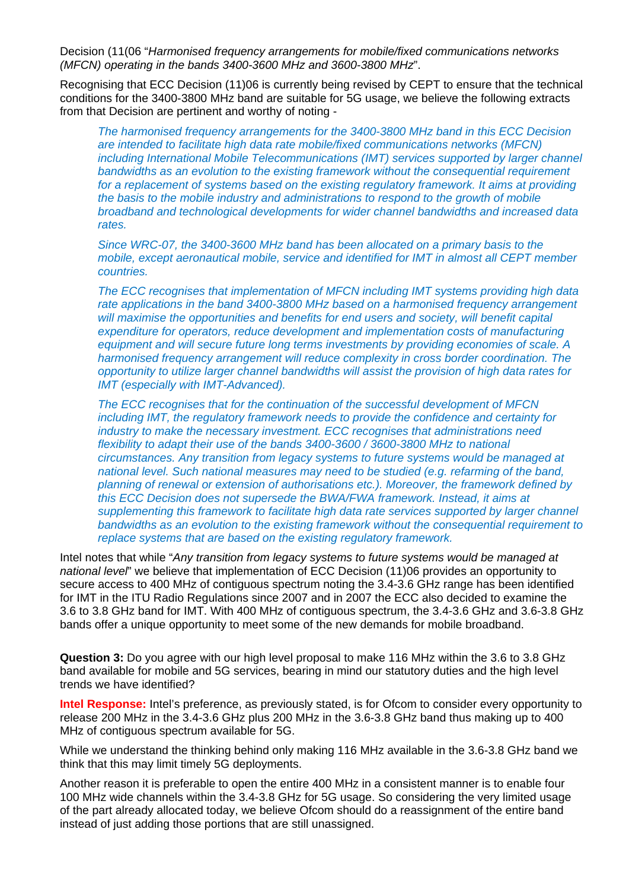Decision (11(06 "*Harmonised frequency arrangements for mobile/fixed communications networks (MFCN) operating in the bands 3400-3600 MHz and 3600-3800 MHz*".

Recognising that ECC Decision (11)06 is currently being revised by CEPT to ensure that the technical conditions for the 3400-3800 MHz band are suitable for 5G usage, we believe the following extracts from that Decision are pertinent and worthy of noting -

> *The harmonised frequency arrangements for the 3400-3800 MHz band in this ECC Decision are intended to facilitate high data rate mobile/fixed communications networks (MFCN) including International Mobile Telecommunications (IMT) services supported by larger channel bandwidths as an evolution to the existing framework without the consequential requirement for a replacement of systems based on the existing regulatory framework. It aims at providing the basis to the mobile industry and administrations to respond to the growth of mobile broadband and technological developments for wider channel bandwidths and increased data rates.*
>
> *Since WRC-07, the 3400-3600 MHz band has been allocated on a primary basis to the mobile, except aeronautical mobile, service and identified for IMT in almost all CEPT member countries.*
>
> *The ECC recognises that implementation of MFCN including IMT systems providing high data rate applications in the band 3400-3800 MHz based on a harmonised frequency arrangement will maximise the opportunities and benefits for end users and society, will benefit capital expenditure for operators, reduce development and implementation costs of manufacturing equipment and will secure future long terms investments by providing economies of scale. A harmonised frequency arrangement will reduce complexity in cross border coordination. The opportunity to utilize larger channel bandwidths will assist the provision of high data rates for IMT (especially with IMT-Advanced).*
>
> *The ECC recognises that for the continuation of the successful development of MFCN including IMT, the regulatory framework needs to provide the confidence and certainty for industry to make the necessary investment. ECC recognises that administrations need flexibility to adapt their use of the bands 3400-3600 / 3600-3800 MHz to national circumstances. Any transition from legacy systems to future systems would be managed at national level. Such national measures may need to be studied (e.g. refarming of the band, planning of renewal or extension of authorisations etc.). Moreover, the framework defined by this ECC Decision does not supersede the BWA/FWA framework. Instead, it aims at supplementing this framework to facilitate high data rate services supported by larger channel bandwidths as an evolution to the existing framework without the consequential requirement to replace systems that are based on the existing regulatory framework.*

Intel notes that while "*Any transition from legacy systems to future systems would be managed at national level*" we believe that implementation of ECC Decision (11)06 provides an opportunity to secure access to 400 MHz of contiguous spectrum noting the 3.4-3.6 GHz range has been identified for IMT in the ITU Radio Regulations since 2007 and in 2007 the ECC also decided to examine the 3.6 to 3.8 GHz band for IMT. With 400 MHz of contiguous spectrum, the 3.4-3.6 GHz and 3.6-3.8 GHz bands offer a unique opportunity to meet some of the new demands for mobile broadband.

**Question 3:** Do you agree with our high level proposal to make 116 MHz within the 3.6 to 3.8 GHz band available for mobile and 5G services, bearing in mind our statutory duties and the high level trends we have identified?

**Intel Response:** Intel's preference, as previously stated, is for Ofcom to consider every opportunity to release 200 MHz in the 3.4-3.6 GHz plus 200 MHz in the 3.6-3.8 GHz band thus making up to 400 MHz of contiguous spectrum available for 5G.

While we understand the thinking behind only making 116 MHz available in the 3.6-3.8 GHz band we think that this may limit timely 5G deployments.

Another reason it is preferable to open the entire 400 MHz in a consistent manner is to enable four 100 MHz wide channels within the 3.4-3.8 GHz for 5G usage. So considering the very limited usage of the part already allocated today, we believe Ofcom should do a reassignment of the entire band instead of just adding those portions that are still unassigned.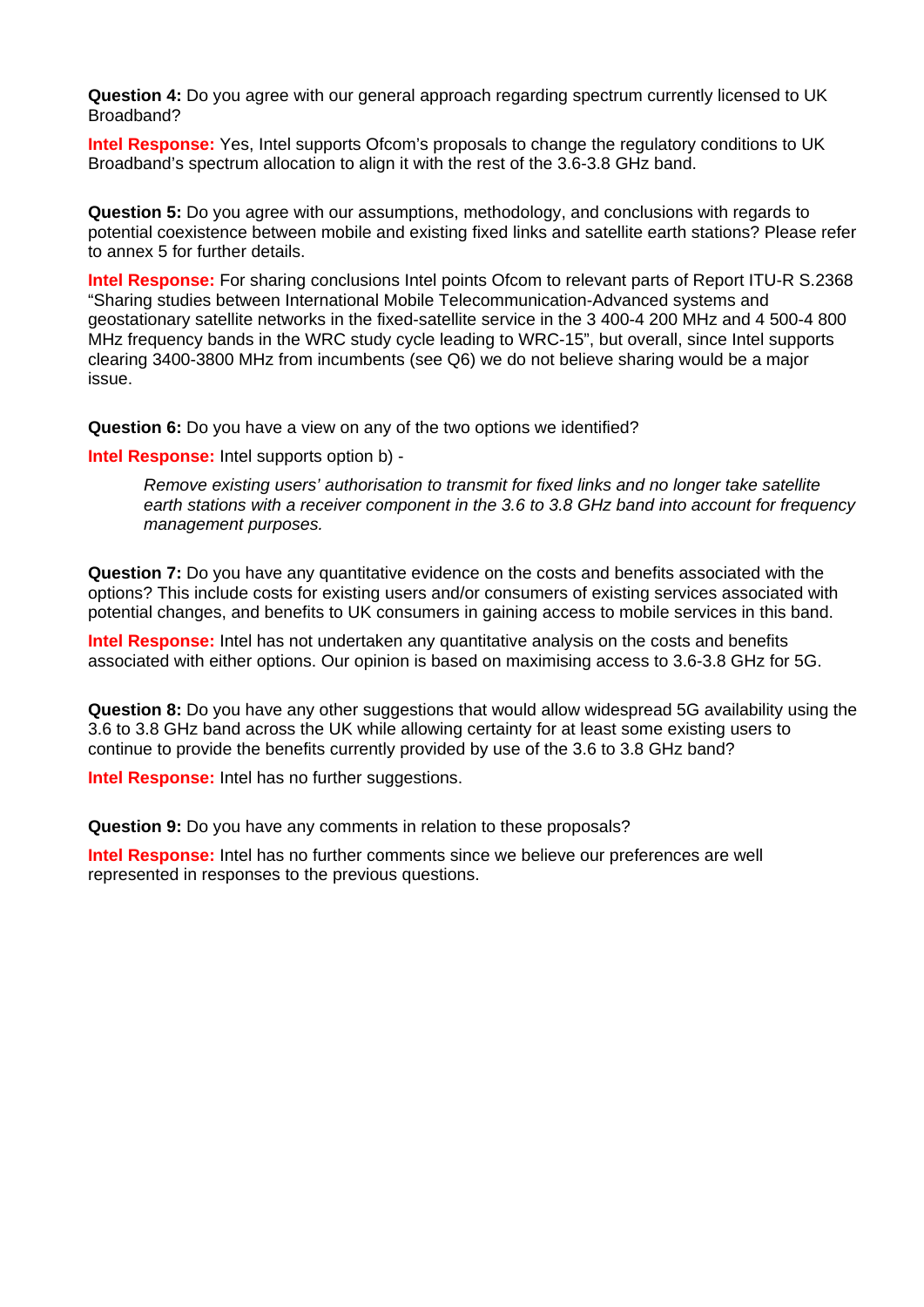**Question 4:** Do you agree with our general approach regarding spectrum currently licensed to UK Broadband?

**Intel Response:** Yes, Intel supports Ofcom's proposals to change the regulatory conditions to UK Broadband's spectrum allocation to align it with the rest of the 3.6-3.8 GHz band.

**Question 5:** Do you agree with our assumptions, methodology, and conclusions with regards to potential coexistence between mobile and existing fixed links and satellite earth stations? Please refer to annex 5 for further details.

**Intel Response:** For sharing conclusions Intel points Ofcom to relevant parts of Report ITU-R S.2368 "Sharing studies between International Mobile Telecommunication-Advanced systems and geostationary satellite networks in the fixed-satellite service in the 3 400-4 200 MHz and 4 500-4 800 MHz frequency bands in the WRC study cycle leading to WRC-15", but overall, since Intel supports clearing 3400-3800 MHz from incumbents (see Q6) we do not believe sharing would be a major issue.

**Question 6:** Do you have a view on any of the two options we identified?

**Intel Response:** Intel supports option b) -

> *Remove existing users' authorisation to transmit for fixed links and no longer take satellite earth stations with a receiver component in the 3.6 to 3.8 GHz band into account for frequency management purposes.*

**Question 7:** Do you have any quantitative evidence on the costs and benefits associated with the options? This include costs for existing users and/or consumers of existing services associated with potential changes, and benefits to UK consumers in gaining access to mobile services in this band.

**Intel Response:** Intel has not undertaken any quantitative analysis on the costs and benefits associated with either options. Our opinion is based on maximising access to 3.6-3.8 GHz for 5G.

**Question 8:** Do you have any other suggestions that would allow widespread 5G availability using the 3.6 to 3.8 GHz band across the UK while allowing certainty for at least some existing users to continue to provide the benefits currently provided by use of the 3.6 to 3.8 GHz band?

**Intel Response:** Intel has no further suggestions.

**Question 9:** Do you have any comments in relation to these proposals?

**Intel Response:** Intel has no further comments since we believe our preferences are well represented in responses to the previous questions.